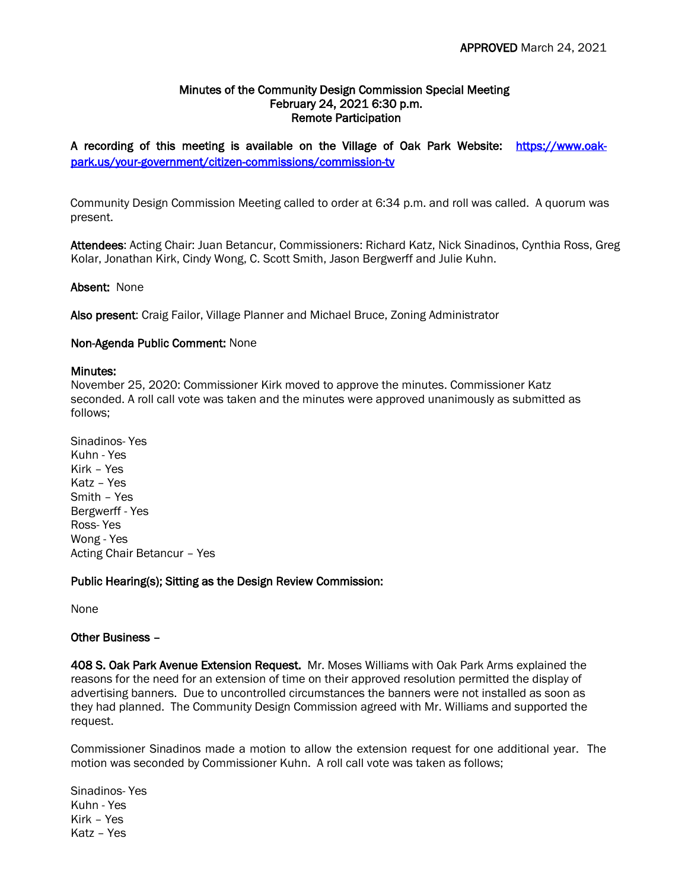**APPROVED** March 24, 2021

**Minutes of the Community Design Commission Special Meeting**
**February 24, 2021 6:30 p.m.**
**Remote Participation**

**A recording of this meeting is available on the Village of Oak Park Website:** https://www.oak-park.us/your-government/citizen-commissions/commission-tv

Community Design Commission Meeting called to order at 6:34 p.m. and roll was called. A quorum was present.

**Attendees**: Acting Chair: Juan Betancur, Commissioners: Richard Katz, Nick Sinadinos, Cynthia Ross, Greg Kolar, Jonathan Kirk, Cindy Wong, C. Scott Smith, Jason Bergwerff and Julie Kuhn.

**Absent:** None

**Also present**: Craig Failor, Village Planner and Michael Bruce, Zoning Administrator

**Non-Agenda Public Comment:** None

**Minutes:**
November 25, 2020: Commissioner Kirk moved to approve the minutes. Commissioner Katz seconded. A roll call vote was taken and the minutes were approved unanimously as submitted as follows;

Sinadinos- Yes
Kuhn - Yes
Kirk – Yes
Katz – Yes
Smith – Yes
Bergwerff - Yes
Ross- Yes
Wong - Yes
Acting Chair Betancur – Yes

**Public Hearing(s); Sitting as the Design Review Commission:**

None

**Other Business –**

**408 S. Oak Park Avenue Extension Request.** Mr. Moses Williams with Oak Park Arms explained the reasons for the need for an extension of time on their approved resolution permitted the display of advertising banners. Due to uncontrolled circumstances the banners were not installed as soon as they had planned. The Community Design Commission agreed with Mr. Williams and supported the request.

Commissioner Sinadinos made a motion to allow the extension request for one additional year. The motion was seconded by Commissioner Kuhn. A roll call vote was taken as follows;

Sinadinos- Yes
Kuhn - Yes
Kirk – Yes
Katz – Yes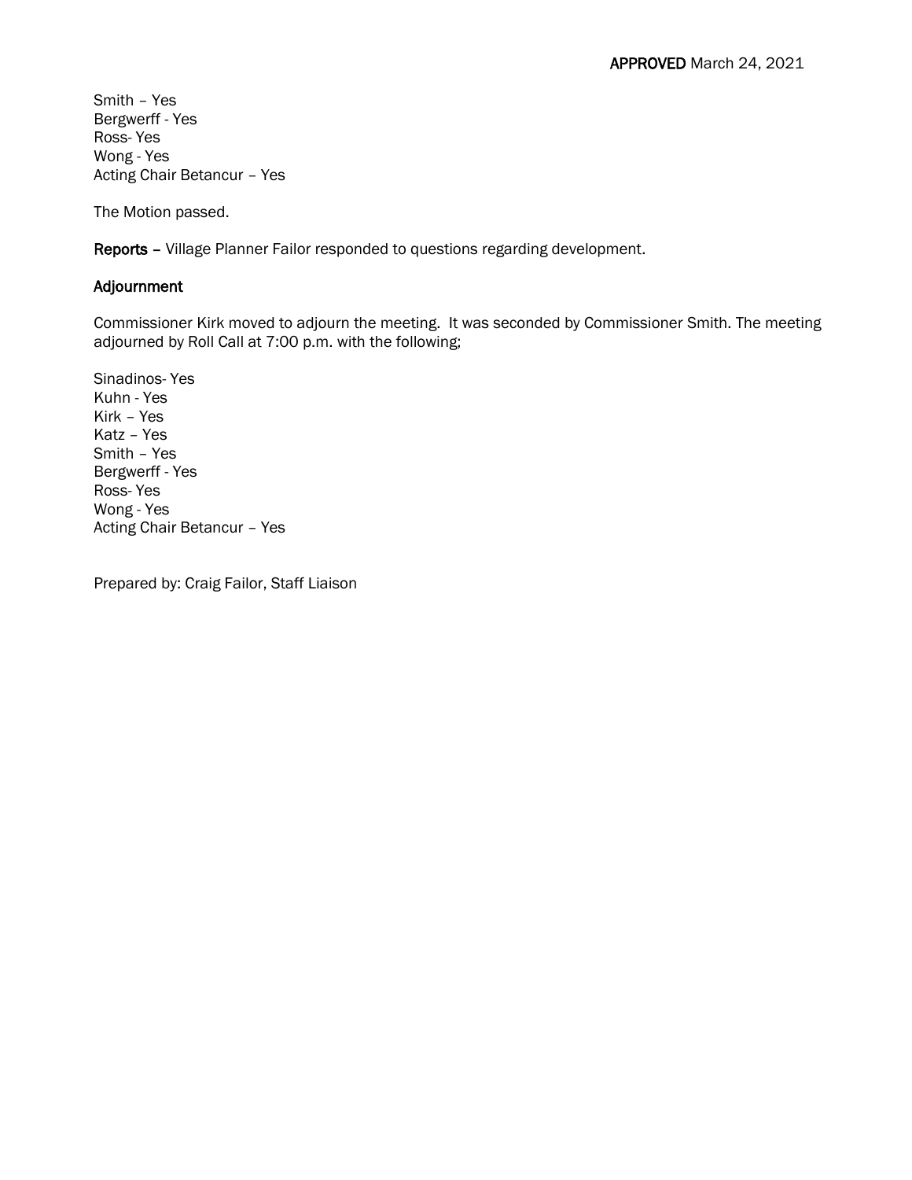**APPROVED** March 24, 2021

Smith – Yes
Bergwerff - Yes
Ross- Yes
Wong - Yes
Acting Chair Betancur – Yes

The Motion passed.

**Reports** – Village Planner Failor responded to questions regarding development.

**Adjournment**

Commissioner Kirk moved to adjourn the meeting. It was seconded by Commissioner Smith. The meeting adjourned by Roll Call at 7:00 p.m. with the following;

Sinadinos- Yes
Kuhn - Yes
Kirk – Yes
Katz – Yes
Smith – Yes
Bergwerff - Yes
Ross- Yes
Wong - Yes
Acting Chair Betancur – Yes

Prepared by: Craig Failor, Staff Liaison